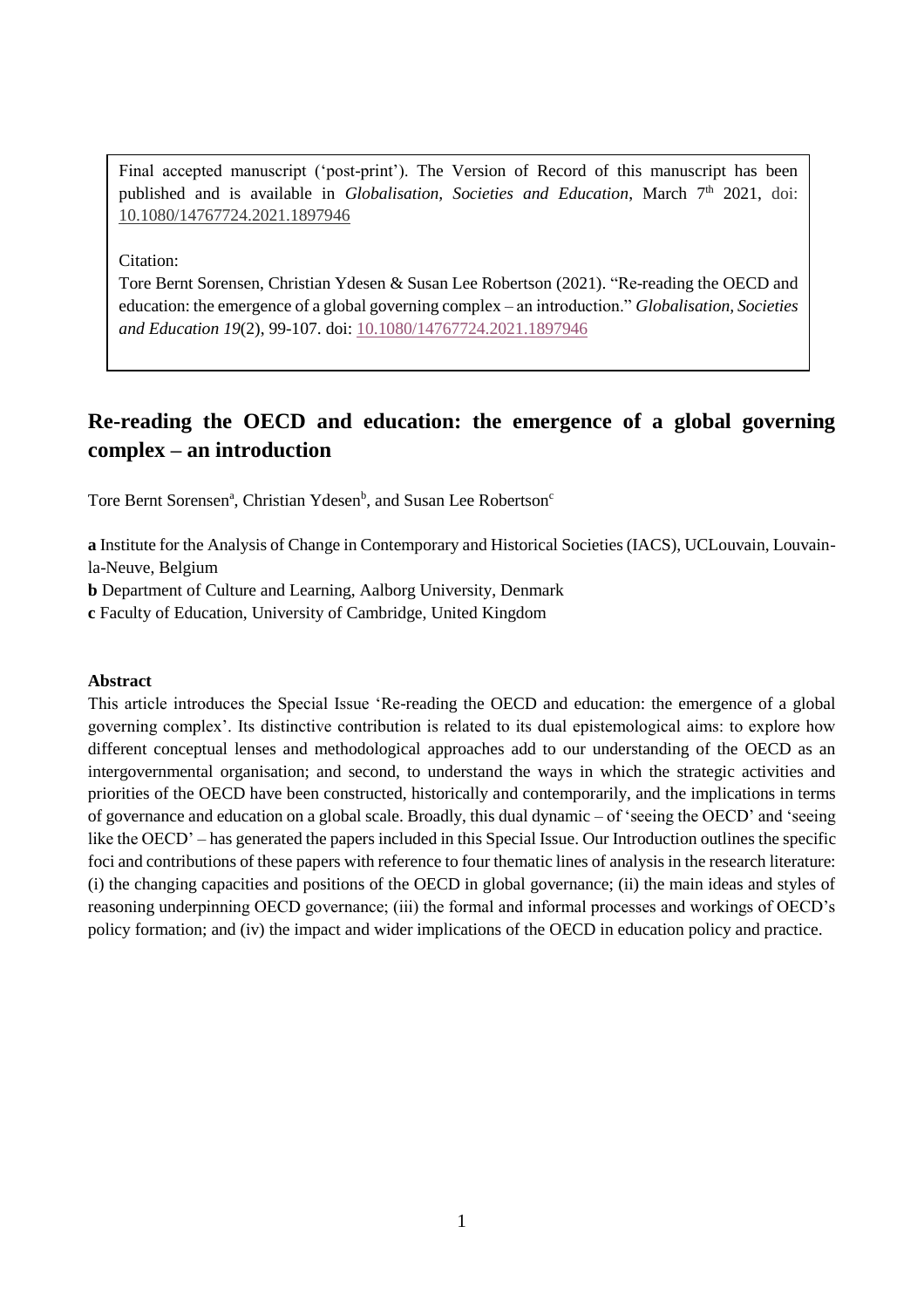Final accepted manuscript ('post-print'). The Version of Record of this manuscript has been published and is available in *Globalisation, Societies and Education*, March 7th 2021, doi: 10.1080/14767724.2021.1897946

Citation:

Tore Bernt Sorensen, Christian Ydesen & Susan Lee Robertson (2021). "Re-reading the OECD and education: the emergence of a global governing complex – an introduction." *Globalisation, Societies and Education 19*(2), 99-107. doi: 10.1080/14767724.2021.1897946

# Re-reading the OECD and education: the emergence of a global governing complex – an introduction

Tore Bernt Sorensen[a], Christian Ydesen[b], and Susan Lee Robertson[c]

**a** Institute for the Analysis of Change in Contemporary and Historical Societies (IACS), UCLouvain, Louvain-la-Neuve, Belgium

**b** Department of Culture and Learning, Aalborg University, Denmark

**c** Faculty of Education, University of Cambridge, United Kingdom

### Abstract

This article introduces the Special Issue 'Re-reading the OECD and education: the emergence of a global governing complex'. Its distinctive contribution is related to its dual epistemological aims: to explore how different conceptual lenses and methodological approaches add to our understanding of the OECD as an intergovernmental organisation; and second, to understand the ways in which the strategic activities and priorities of the OECD have been constructed, historically and contemporarily, and the implications in terms of governance and education on a global scale. Broadly, this dual dynamic – of 'seeing the OECD' and 'seeing like the OECD' – has generated the papers included in this Special Issue. Our Introduction outlines the specific foci and contributions of these papers with reference to four thematic lines of analysis in the research literature: (i) the changing capacities and positions of the OECD in global governance; (ii) the main ideas and styles of reasoning underpinning OECD governance; (iii) the formal and informal processes and workings of OECD's policy formation; and (iv) the impact and wider implications of the OECD in education policy and practice.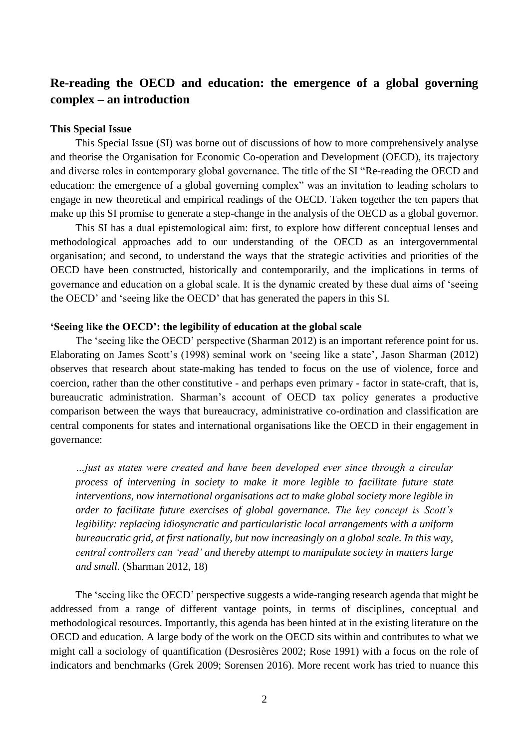## Re-reading the OECD and education: the emergence of a global governing complex – an introduction

### This Special Issue

This Special Issue (SI) was borne out of discussions of how to more comprehensively analyse and theorise the Organisation for Economic Co-operation and Development (OECD), its trajectory and diverse roles in contemporary global governance. The title of the SI "Re-reading the OECD and education: the emergence of a global governing complex" was an invitation to leading scholars to engage in new theoretical and empirical readings of the OECD. Taken together the ten papers that make up this SI promise to generate a step-change in the analysis of the OECD as a global governor.

This SI has a dual epistemological aim: first, to explore how different conceptual lenses and methodological approaches add to our understanding of the OECD as an intergovernmental organisation; and second, to understand the ways that the strategic activities and priorities of the OECD have been constructed, historically and contemporarily, and the implications in terms of governance and education on a global scale. It is the dynamic created by these dual aims of 'seeing the OECD' and 'seeing like the OECD' that has generated the papers in this SI.

### 'Seeing like the OECD': the legibility of education at the global scale

The 'seeing like the OECD' perspective (Sharman 2012) is an important reference point for us. Elaborating on James Scott's (1998) seminal work on 'seeing like a state', Jason Sharman (2012) observes that research about state-making has tended to focus on the use of violence, force and coercion, rather than the other constitutive - and perhaps even primary - factor in state-craft, that is, bureaucratic administration. Sharman's account of OECD tax policy generates a productive comparison between the ways that bureaucracy, administrative co-ordination and classification are central components for states and international organisations like the OECD in their engagement in governance:

> *…just as states were created and have been developed ever since through a circular process of intervening in society to make it more legible to facilitate future state interventions, now international organisations act to make global society more legible in order to facilitate future exercises of global governance. The key concept is Scott's legibility: replacing idiosyncratic and particularistic local arrangements with a uniform bureaucratic grid, at first nationally, but now increasingly on a global scale. In this way, central controllers can 'read' and thereby attempt to manipulate society in matters large and small.* (Sharman 2012, 18)

The 'seeing like the OECD' perspective suggests a wide-ranging research agenda that might be addressed from a range of different vantage points, in terms of disciplines, conceptual and methodological resources. Importantly, this agenda has been hinted at in the existing literature on the OECD and education. A large body of the work on the OECD sits within and contributes to what we might call a sociology of quantification (Desrosières 2002; Rose 1991) with a focus on the role of indicators and benchmarks (Grek 2009; Sorensen 2016). More recent work has tried to nuance this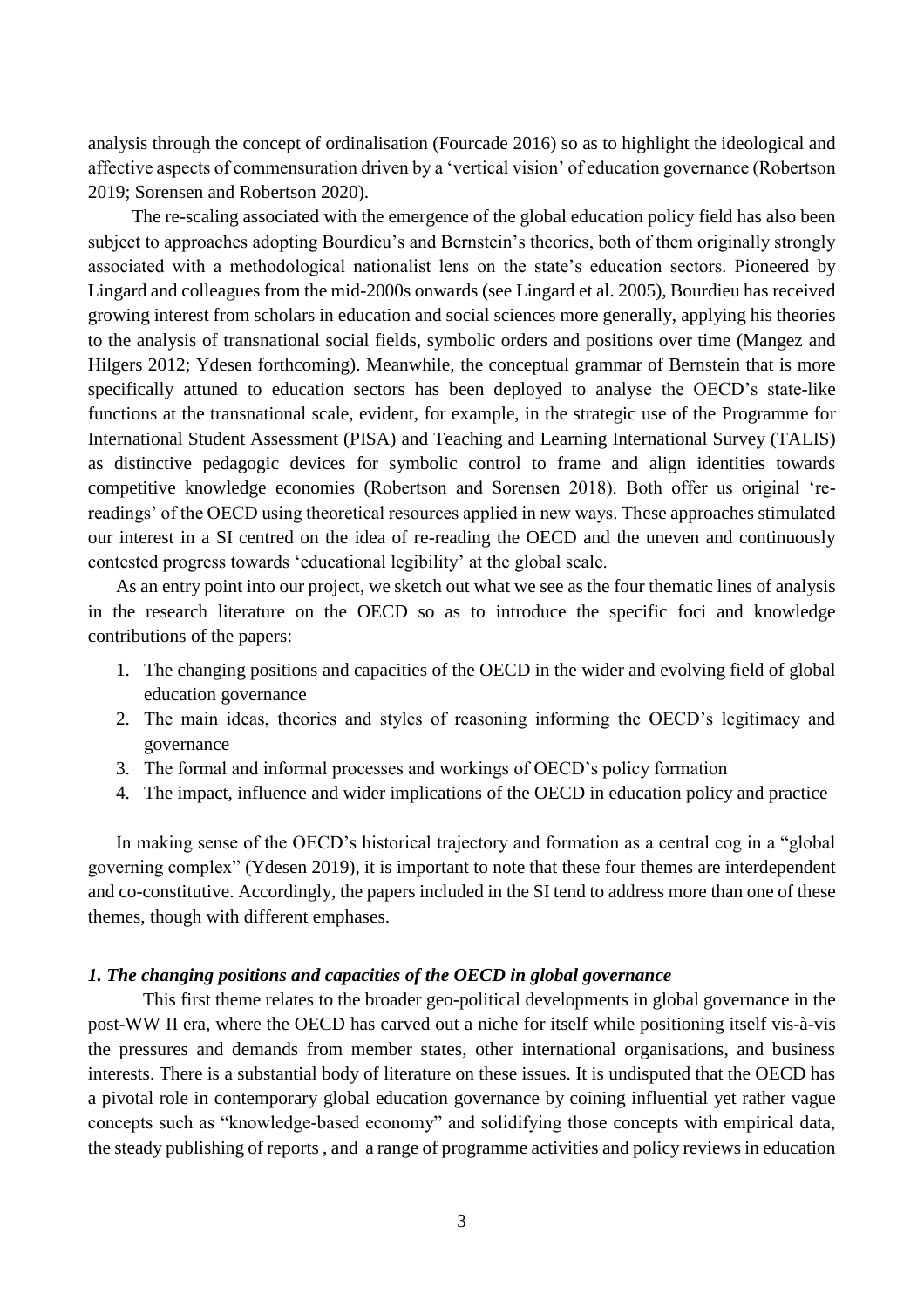analysis through the concept of ordinalisation (Fourcade 2016) so as to highlight the ideological and affective aspects of commensuration driven by a 'vertical vision' of education governance (Robertson 2019; Sorensen and Robertson 2020).

The re-scaling associated with the emergence of the global education policy field has also been subject to approaches adopting Bourdieu's and Bernstein's theories, both of them originally strongly associated with a methodological nationalist lens on the state's education sectors. Pioneered by Lingard and colleagues from the mid-2000s onwards (see Lingard et al. 2005), Bourdieu has received growing interest from scholars in education and social sciences more generally, applying his theories to the analysis of transnational social fields, symbolic orders and positions over time (Mangez and Hilgers 2012; Ydesen forthcoming). Meanwhile, the conceptual grammar of Bernstein that is more specifically attuned to education sectors has been deployed to analyse the OECD's state-like functions at the transnational scale, evident, for example, in the strategic use of the Programme for International Student Assessment (PISA) and Teaching and Learning International Survey (TALIS) as distinctive pedagogic devices for symbolic control to frame and align identities towards competitive knowledge economies (Robertson and Sorensen 2018). Both offer us original 're-readings' of the OECD using theoretical resources applied in new ways. These approaches stimulated our interest in a SI centred on the idea of re-reading the OECD and the uneven and continuously contested progress towards 'educational legibility' at the global scale.

As an entry point into our project, we sketch out what we see as the four thematic lines of analysis in the research literature on the OECD so as to introduce the specific foci and knowledge contributions of the papers:

1. The changing positions and capacities of the OECD in the wider and evolving field of global education governance
2. The main ideas, theories and styles of reasoning informing the OECD's legitimacy and governance
3. The formal and informal processes and workings of OECD's policy formation
4. The impact, influence and wider implications of the OECD in education policy and practice

In making sense of the OECD's historical trajectory and formation as a central cog in a "global governing complex" (Ydesen 2019), it is important to note that these four themes are interdependent and co-constitutive. Accordingly, the papers included in the SI tend to address more than one of these themes, though with different emphases.

### *1. The changing positions and capacities of the OECD in global governance*

This first theme relates to the broader geo-political developments in global governance in the post-WW II era, where the OECD has carved out a niche for itself while positioning itself vis-à-vis the pressures and demands from member states, other international organisations, and business interests. There is a substantial body of literature on these issues. It is undisputed that the OECD has a pivotal role in contemporary global education governance by coining influential yet rather vague concepts such as "knowledge-based economy" and solidifying those concepts with empirical data, the steady publishing of reports , and a range of programme activities and policy reviews in education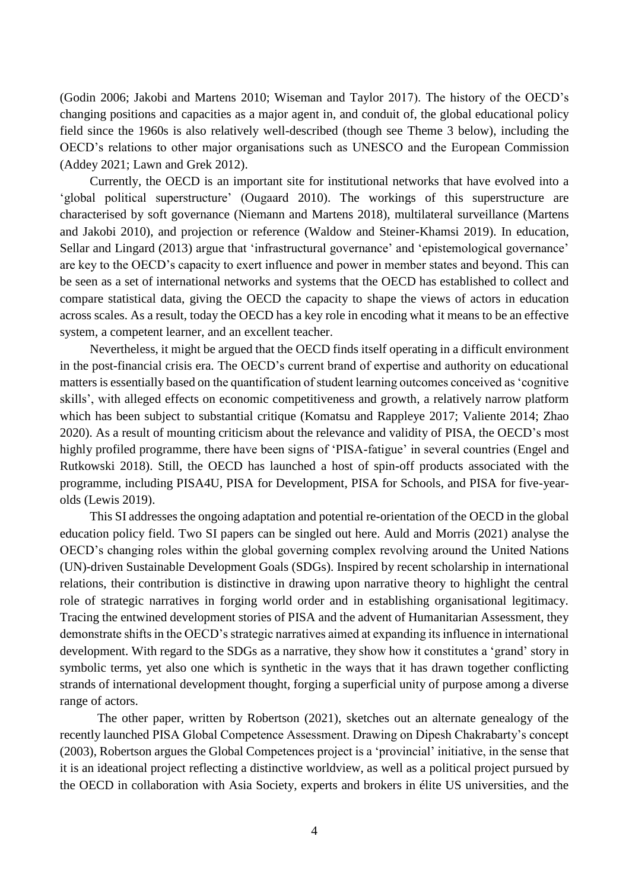(Godin 2006; Jakobi and Martens 2010; Wiseman and Taylor 2017). The history of the OECD's changing positions and capacities as a major agent in, and conduit of, the global educational policy field since the 1960s is also relatively well-described (though see Theme 3 below), including the OECD's relations to other major organisations such as UNESCO and the European Commission (Addey 2021; Lawn and Grek 2012).

Currently, the OECD is an important site for institutional networks that have evolved into a 'global political superstructure' (Ougaard 2010). The workings of this superstructure are characterised by soft governance (Niemann and Martens 2018), multilateral surveillance (Martens and Jakobi 2010), and projection or reference (Waldow and Steiner-Khamsi 2019). In education, Sellar and Lingard (2013) argue that 'infrastructural governance' and 'epistemological governance' are key to the OECD's capacity to exert influence and power in member states and beyond. This can be seen as a set of international networks and systems that the OECD has established to collect and compare statistical data, giving the OECD the capacity to shape the views of actors in education across scales. As a result, today the OECD has a key role in encoding what it means to be an effective system, a competent learner, and an excellent teacher.

Nevertheless, it might be argued that the OECD finds itself operating in a difficult environment in the post-financial crisis era. The OECD's current brand of expertise and authority on educational matters is essentially based on the quantification of student learning outcomes conceived as 'cognitive skills', with alleged effects on economic competitiveness and growth, a relatively narrow platform which has been subject to substantial critique (Komatsu and Rappleye 2017; Valiente 2014; Zhao 2020). As a result of mounting criticism about the relevance and validity of PISA, the OECD's most highly profiled programme, there have been signs of 'PISA-fatigue' in several countries (Engel and Rutkowski 2018). Still, the OECD has launched a host of spin-off products associated with the programme, including PISA4U, PISA for Development, PISA for Schools, and PISA for five-year-olds (Lewis 2019).

This SI addresses the ongoing adaptation and potential re-orientation of the OECD in the global education policy field. Two SI papers can be singled out here. Auld and Morris (2021) analyse the OECD's changing roles within the global governing complex revolving around the United Nations (UN)-driven Sustainable Development Goals (SDGs). Inspired by recent scholarship in international relations, their contribution is distinctive in drawing upon narrative theory to highlight the central role of strategic narratives in forging world order and in establishing organisational legitimacy. Tracing the entwined development stories of PISA and the advent of Humanitarian Assessment, they demonstrate shifts in the OECD's strategic narratives aimed at expanding its influence in international development. With regard to the SDGs as a narrative, they show how it constitutes a 'grand' story in symbolic terms, yet also one which is synthetic in the ways that it has drawn together conflicting strands of international development thought, forging a superficial unity of purpose among a diverse range of actors.

The other paper, written by Robertson (2021), sketches out an alternate genealogy of the recently launched PISA Global Competence Assessment. Drawing on Dipesh Chakrabarty's concept (2003), Robertson argues the Global Competences project is a 'provincial' initiative, in the sense that it is an ideational project reflecting a distinctive worldview, as well as a political project pursued by the OECD in collaboration with Asia Society, experts and brokers in élite US universities, and the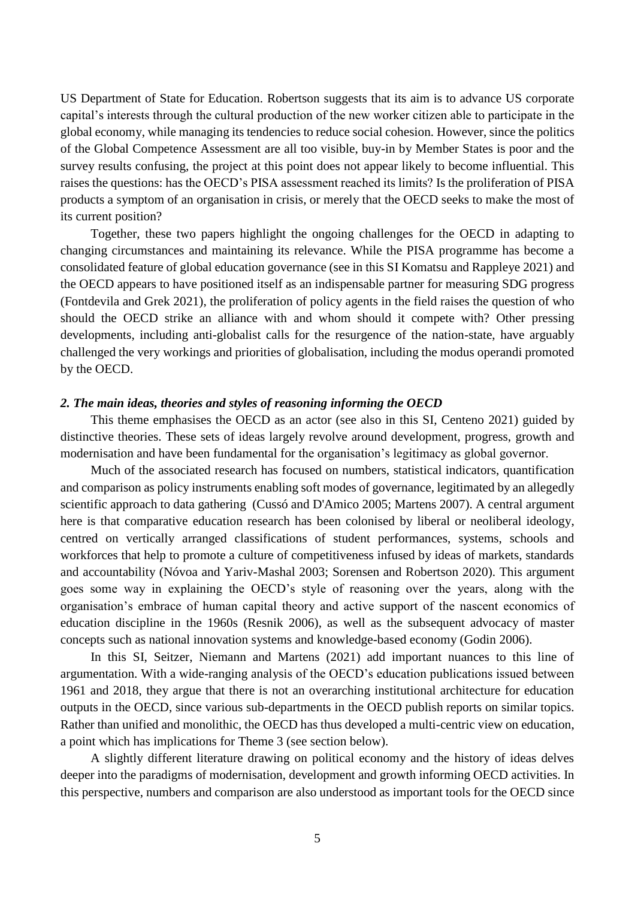US Department of State for Education. Robertson suggests that its aim is to advance US corporate capital's interests through the cultural production of the new worker citizen able to participate in the global economy, while managing its tendencies to reduce social cohesion. However, since the politics of the Global Competence Assessment are all too visible, buy-in by Member States is poor and the survey results confusing, the project at this point does not appear likely to become influential. This raises the questions: has the OECD's PISA assessment reached its limits? Is the proliferation of PISA products a symptom of an organisation in crisis, or merely that the OECD seeks to make the most of its current position?

Together, these two papers highlight the ongoing challenges for the OECD in adapting to changing circumstances and maintaining its relevance. While the PISA programme has become a consolidated feature of global education governance (see in this SI Komatsu and Rappleye 2021) and the OECD appears to have positioned itself as an indispensable partner for measuring SDG progress (Fontdevila and Grek 2021), the proliferation of policy agents in the field raises the question of who should the OECD strike an alliance with and whom should it compete with? Other pressing developments, including anti-globalist calls for the resurgence of the nation-state, have arguably challenged the very workings and priorities of globalisation, including the modus operandi promoted by the OECD.

### *2. The main ideas, theories and styles of reasoning informing the OECD*

This theme emphasises the OECD as an actor (see also in this SI, Centeno 2021) guided by distinctive theories. These sets of ideas largely revolve around development, progress, growth and modernisation and have been fundamental for the organisation's legitimacy as global governor.

Much of the associated research has focused on numbers, statistical indicators, quantification and comparison as policy instruments enabling soft modes of governance, legitimated by an allegedly scientific approach to data gathering (Cussó and D'Amico 2005; Martens 2007). A central argument here is that comparative education research has been colonised by liberal or neoliberal ideology, centred on vertically arranged classifications of student performances, systems, schools and workforces that help to promote a culture of competitiveness infused by ideas of markets, standards and accountability (Nóvoa and Yariv-Mashal 2003; Sorensen and Robertson 2020). This argument goes some way in explaining the OECD's style of reasoning over the years, along with the organisation's embrace of human capital theory and active support of the nascent economics of education discipline in the 1960s (Resnik 2006), as well as the subsequent advocacy of master concepts such as national innovation systems and knowledge-based economy (Godin 2006).

In this SI, Seitzer, Niemann and Martens (2021) add important nuances to this line of argumentation. With a wide-ranging analysis of the OECD's education publications issued between 1961 and 2018, they argue that there is not an overarching institutional architecture for education outputs in the OECD, since various sub-departments in the OECD publish reports on similar topics. Rather than unified and monolithic, the OECD has thus developed a multi-centric view on education, a point which has implications for Theme 3 (see section below).

A slightly different literature drawing on political economy and the history of ideas delves deeper into the paradigms of modernisation, development and growth informing OECD activities. In this perspective, numbers and comparison are also understood as important tools for the OECD since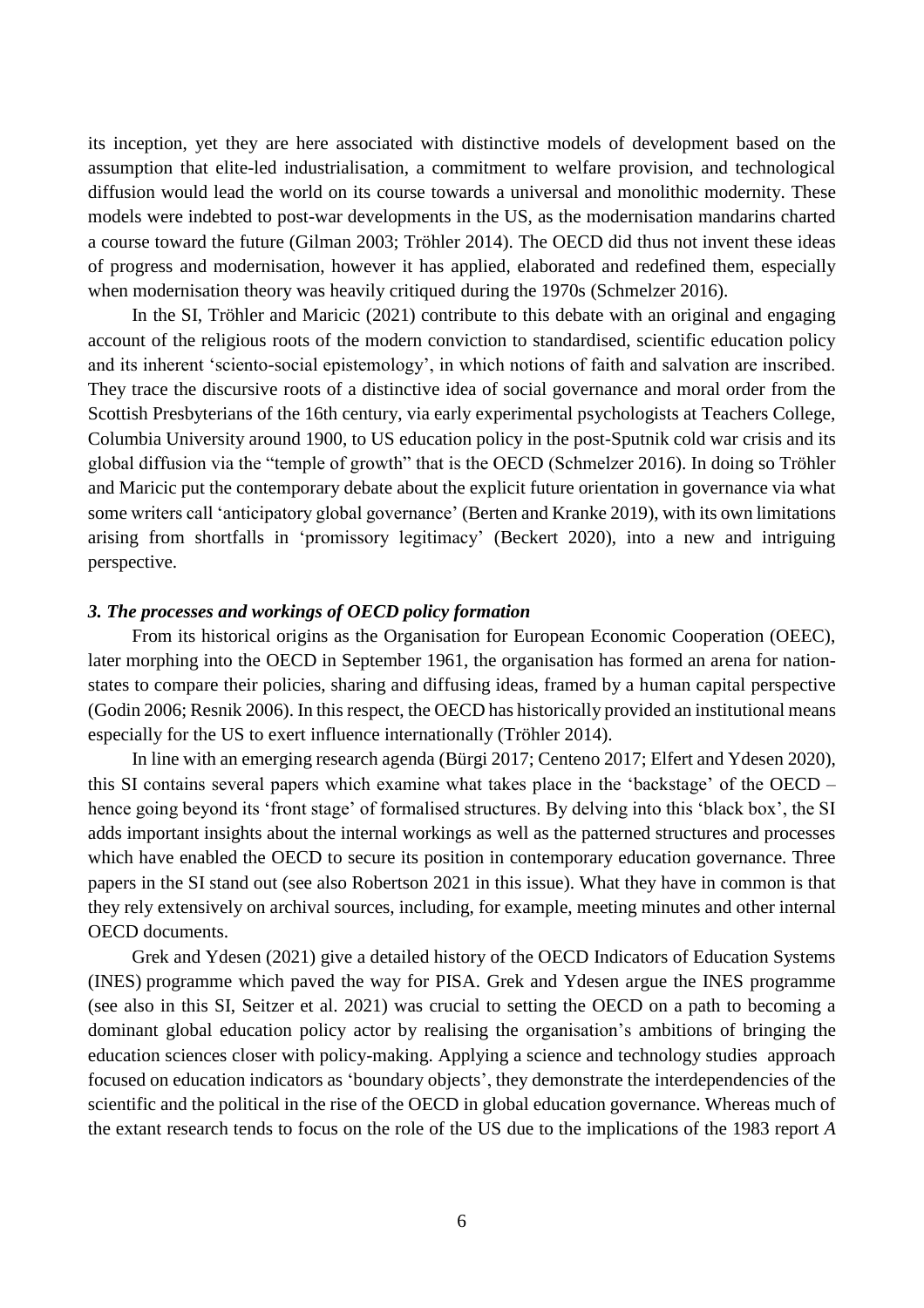its inception, yet they are here associated with distinctive models of development based on the assumption that elite-led industrialisation, a commitment to welfare provision, and technological diffusion would lead the world on its course towards a universal and monolithic modernity. These models were indebted to post-war developments in the US, as the modernisation mandarins charted a course toward the future (Gilman 2003; Tröhler 2014). The OECD did thus not invent these ideas of progress and modernisation, however it has applied, elaborated and redefined them, especially when modernisation theory was heavily critiqued during the 1970s (Schmelzer 2016).

In the SI, Tröhler and Maricic (2021) contribute to this debate with an original and engaging account of the religious roots of the modern conviction to standardised, scientific education policy and its inherent 'sciento-social epistemology', in which notions of faith and salvation are inscribed. They trace the discursive roots of a distinctive idea of social governance and moral order from the Scottish Presbyterians of the 16th century, via early experimental psychologists at Teachers College, Columbia University around 1900, to US education policy in the post-Sputnik cold war crisis and its global diffusion via the "temple of growth" that is the OECD (Schmelzer 2016). In doing so Tröhler and Maricic put the contemporary debate about the explicit future orientation in governance via what some writers call 'anticipatory global governance' (Berten and Kranke 2019), with its own limitations arising from shortfalls in 'promissory legitimacy' (Beckert 2020), into a new and intriguing perspective.

### *3. The processes and workings of OECD policy formation*

From its historical origins as the Organisation for European Economic Cooperation (OEEC), later morphing into the OECD in September 1961, the organisation has formed an arena for nation-states to compare their policies, sharing and diffusing ideas, framed by a human capital perspective (Godin 2006; Resnik 2006). In this respect, the OECD has historically provided an institutional means especially for the US to exert influence internationally (Tröhler 2014).

In line with an emerging research agenda (Bürgi 2017; Centeno 2017; Elfert and Ydesen 2020), this SI contains several papers which examine what takes place in the 'backstage' of the OECD – hence going beyond its 'front stage' of formalised structures. By delving into this 'black box', the SI adds important insights about the internal workings as well as the patterned structures and processes which have enabled the OECD to secure its position in contemporary education governance. Three papers in the SI stand out (see also Robertson 2021 in this issue). What they have in common is that they rely extensively on archival sources, including, for example, meeting minutes and other internal OECD documents.

Grek and Ydesen (2021) give a detailed history of the OECD Indicators of Education Systems (INES) programme which paved the way for PISA. Grek and Ydesen argue the INES programme (see also in this SI, Seitzer et al. 2021) was crucial to setting the OECD on a path to becoming a dominant global education policy actor by realising the organisation's ambitions of bringing the education sciences closer with policy-making. Applying a science and technology studies approach focused on education indicators as 'boundary objects', they demonstrate the interdependencies of the scientific and the political in the rise of the OECD in global education governance. Whereas much of the extant research tends to focus on the role of the US due to the implications of the 1983 report *A*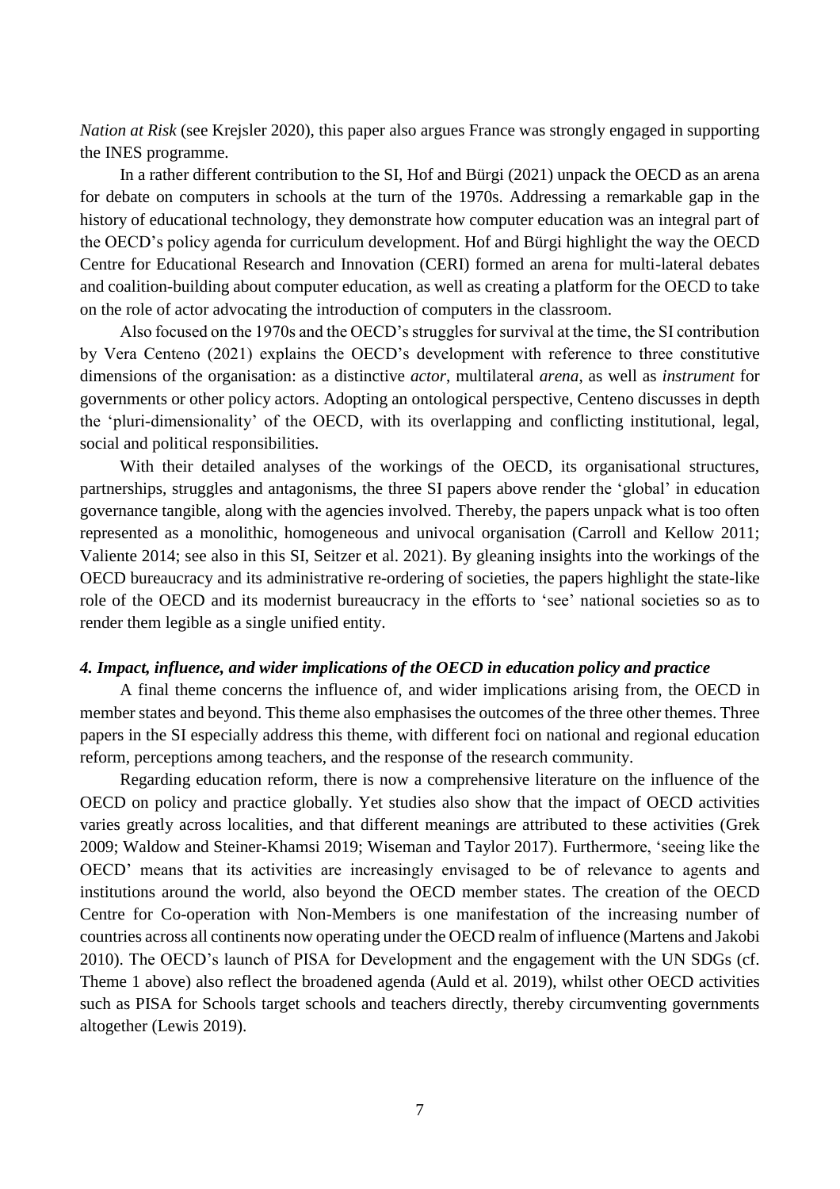*Nation at Risk* (see Krejsler 2020), this paper also argues France was strongly engaged in supporting the INES programme.

In a rather different contribution to the SI, Hof and Bürgi (2021) unpack the OECD as an arena for debate on computers in schools at the turn of the 1970s. Addressing a remarkable gap in the history of educational technology, they demonstrate how computer education was an integral part of the OECD's policy agenda for curriculum development. Hof and Bürgi highlight the way the OECD Centre for Educational Research and Innovation (CERI) formed an arena for multi-lateral debates and coalition-building about computer education, as well as creating a platform for the OECD to take on the role of actor advocating the introduction of computers in the classroom.

Also focused on the 1970s and the OECD's struggles for survival at the time, the SI contribution by Vera Centeno (2021) explains the OECD's development with reference to three constitutive dimensions of the organisation: as a distinctive *actor*, multilateral *arena*, as well as *instrument* for governments or other policy actors. Adopting an ontological perspective, Centeno discusses in depth the 'pluri-dimensionality' of the OECD, with its overlapping and conflicting institutional, legal, social and political responsibilities.

With their detailed analyses of the workings of the OECD, its organisational structures, partnerships, struggles and antagonisms, the three SI papers above render the 'global' in education governance tangible, along with the agencies involved. Thereby, the papers unpack what is too often represented as a monolithic, homogeneous and univocal organisation (Carroll and Kellow 2011; Valiente 2014; see also in this SI, Seitzer et al. 2021). By gleaning insights into the workings of the OECD bureaucracy and its administrative re-ordering of societies, the papers highlight the state-like role of the OECD and its modernist bureaucracy in the efforts to 'see' national societies so as to render them legible as a single unified entity.

#### *4. Impact, influence, and wider implications of the OECD in education policy and practice*

A final theme concerns the influence of, and wider implications arising from, the OECD in member states and beyond. This theme also emphasises the outcomes of the three other themes. Three papers in the SI especially address this theme, with different foci on national and regional education reform, perceptions among teachers, and the response of the research community.

Regarding education reform, there is now a comprehensive literature on the influence of the OECD on policy and practice globally. Yet studies also show that the impact of OECD activities varies greatly across localities, and that different meanings are attributed to these activities (Grek 2009; Waldow and Steiner-Khamsi 2019; Wiseman and Taylor 2017). Furthermore, 'seeing like the OECD' means that its activities are increasingly envisaged to be of relevance to agents and institutions around the world, also beyond the OECD member states. The creation of the OECD Centre for Co-operation with Non-Members is one manifestation of the increasing number of countries across all continents now operating under the OECD realm of influence (Martens and Jakobi 2010). The OECD's launch of PISA for Development and the engagement with the UN SDGs (cf. Theme 1 above) also reflect the broadened agenda (Auld et al. 2019), whilst other OECD activities such as PISA for Schools target schools and teachers directly, thereby circumventing governments altogether (Lewis 2019).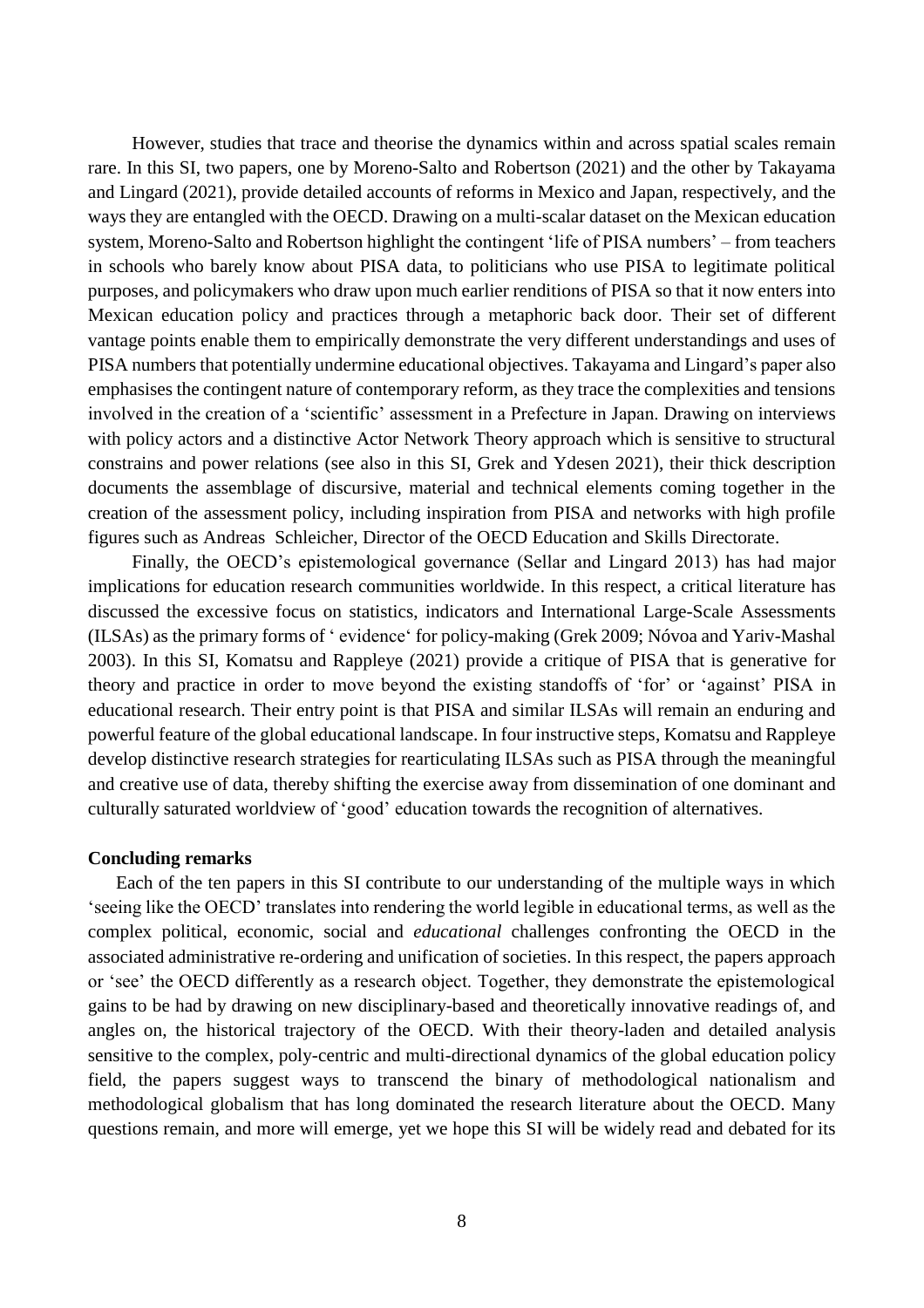However, studies that trace and theorise the dynamics within and across spatial scales remain rare. In this SI, two papers, one by Moreno-Salto and Robertson (2021) and the other by Takayama and Lingard (2021), provide detailed accounts of reforms in Mexico and Japan, respectively, and the ways they are entangled with the OECD. Drawing on a multi-scalar dataset on the Mexican education system, Moreno-Salto and Robertson highlight the contingent 'life of PISA numbers' – from teachers in schools who barely know about PISA data, to politicians who use PISA to legitimate political purposes, and policymakers who draw upon much earlier renditions of PISA so that it now enters into Mexican education policy and practices through a metaphoric back door. Their set of different vantage points enable them to empirically demonstrate the very different understandings and uses of PISA numbers that potentially undermine educational objectives. Takayama and Lingard's paper also emphasises the contingent nature of contemporary reform, as they trace the complexities and tensions involved in the creation of a 'scientific' assessment in a Prefecture in Japan. Drawing on interviews with policy actors and a distinctive Actor Network Theory approach which is sensitive to structural constrains and power relations (see also in this SI, Grek and Ydesen 2021), their thick description documents the assemblage of discursive, material and technical elements coming together in the creation of the assessment policy, including inspiration from PISA and networks with high profile figures such as Andreas Schleicher, Director of the OECD Education and Skills Directorate.

Finally, the OECD's epistemological governance (Sellar and Lingard 2013) has had major implications for education research communities worldwide. In this respect, a critical literature has discussed the excessive focus on statistics, indicators and International Large-Scale Assessments (ILSAs) as the primary forms of ' evidence' for policy-making (Grek 2009; Nóvoa and Yariv-Mashal 2003). In this SI, Komatsu and Rappleye (2021) provide a critique of PISA that is generative for theory and practice in order to move beyond the existing standoffs of 'for' or 'against' PISA in educational research. Their entry point is that PISA and similar ILSAs will remain an enduring and powerful feature of the global educational landscape. In four instructive steps, Komatsu and Rappleye develop distinctive research strategies for rearticulating ILSAs such as PISA through the meaningful and creative use of data, thereby shifting the exercise away from dissemination of one dominant and culturally saturated worldview of 'good' education towards the recognition of alternatives.

**Concluding remarks**

Each of the ten papers in this SI contribute to our understanding of the multiple ways in which 'seeing like the OECD' translates into rendering the world legible in educational terms, as well as the complex political, economic, social and *educational* challenges confronting the OECD in the associated administrative re-ordering and unification of societies. In this respect, the papers approach or 'see' the OECD differently as a research object. Together, they demonstrate the epistemological gains to be had by drawing on new disciplinary-based and theoretically innovative readings of, and angles on, the historical trajectory of the OECD. With their theory-laden and detailed analysis sensitive to the complex, poly-centric and multi-directional dynamics of the global education policy field, the papers suggest ways to transcend the binary of methodological nationalism and methodological globalism that has long dominated the research literature about the OECD. Many questions remain, and more will emerge, yet we hope this SI will be widely read and debated for its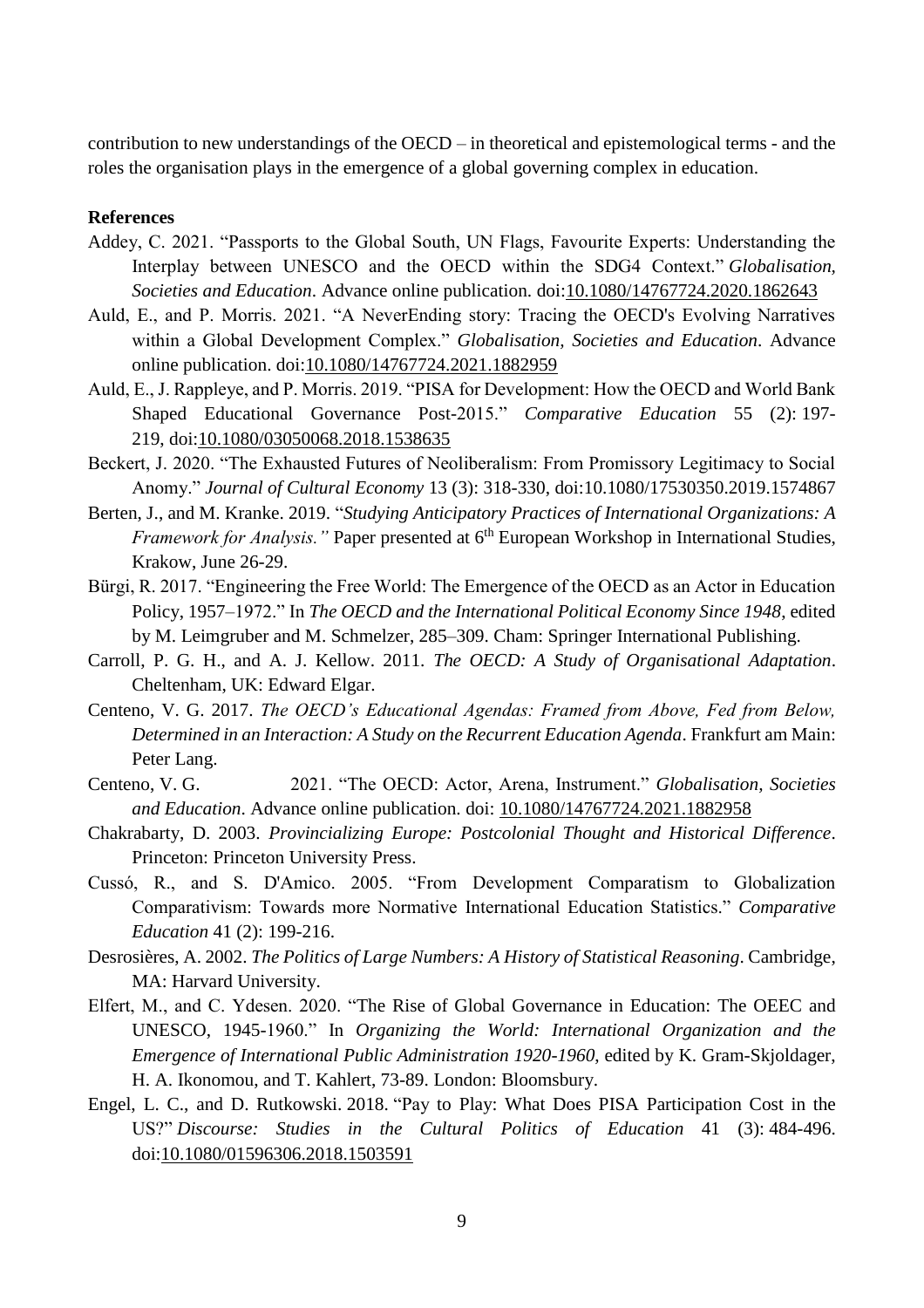contribution to new understandings of the OECD – in theoretical and epistemological terms - and the roles the organisation plays in the emergence of a global governing complex in education.

**References**

Addey, C. 2021. "Passports to the Global South, UN Flags, Favourite Experts: Understanding the Interplay between UNESCO and the OECD within the SDG4 Context." *Globalisation, Societies and Education*. Advance online publication. doi:10.1080/14767724.2020.1862643

Auld, E., and P. Morris. 2021. "A NeverEnding story: Tracing the OECD's Evolving Narratives within a Global Development Complex." *Globalisation, Societies and Education*. Advance online publication. doi:10.1080/14767724.2021.1882959

Auld, E., J. Rappleye, and P. Morris. 2019. "PISA for Development: How the OECD and World Bank Shaped Educational Governance Post-2015." *Comparative Education* 55 (2): 197-219, doi:10.1080/03050068.2018.1538635

Beckert, J. 2020. "The Exhausted Futures of Neoliberalism: From Promissory Legitimacy to Social Anomy." *Journal of Cultural Economy* 13 (3): 318-330, doi:10.1080/17530350.2019.1574867

Berten, J., and M. Kranke. 2019. "*Studying Anticipatory Practices of International Organizations: A Framework for Analysis."* Paper presented at 6th European Workshop in International Studies, Krakow, June 26-29.

Bürgi, R. 2017. "Engineering the Free World: The Emergence of the OECD as an Actor in Education Policy, 1957–1972." In *The OECD and the International Political Economy Since 1948*, edited by M. Leimgruber and M. Schmelzer, 285–309. Cham: Springer International Publishing.

Carroll, P. G. H., and A. J. Kellow. 2011. *The OECD: A Study of Organisational Adaptation*. Cheltenham, UK: Edward Elgar.

Centeno, V. G. 2017. *The OECD's Educational Agendas: Framed from Above, Fed from Below, Determined in an Interaction: A Study on the Recurrent Education Agenda*. Frankfurt am Main: Peter Lang.

Centeno, V. G. 2021. "The OECD: Actor, Arena, Instrument." *Globalisation, Societies and Education*. Advance online publication. doi: 10.1080/14767724.2021.1882958

Chakrabarty, D. 2003. *Provincializing Europe: Postcolonial Thought and Historical Difference*. Princeton: Princeton University Press.

Cussó, R., and S. D'Amico. 2005. "From Development Comparatism to Globalization Comparativism: Towards more Normative International Education Statistics." *Comparative Education* 41 (2): 199-216.

Desrosières, A. 2002. *The Politics of Large Numbers: A History of Statistical Reasoning*. Cambridge, MA: Harvard University.

Elfert, M., and C. Ydesen. 2020. "The Rise of Global Governance in Education: The OEEC and UNESCO, 1945-1960." In *Organizing the World: International Organization and the Emergence of International Public Administration 1920-1960*, edited by K. Gram-Skjoldager, H. A. Ikonomou, and T. Kahlert, 73-89. London: Bloomsbury.

Engel, L. C., and D. Rutkowski. 2018. "Pay to Play: What Does PISA Participation Cost in the US?" *Discourse: Studies in the Cultural Politics of Education* 41 (3): 484-496. doi:10.1080/01596306.2018.1503591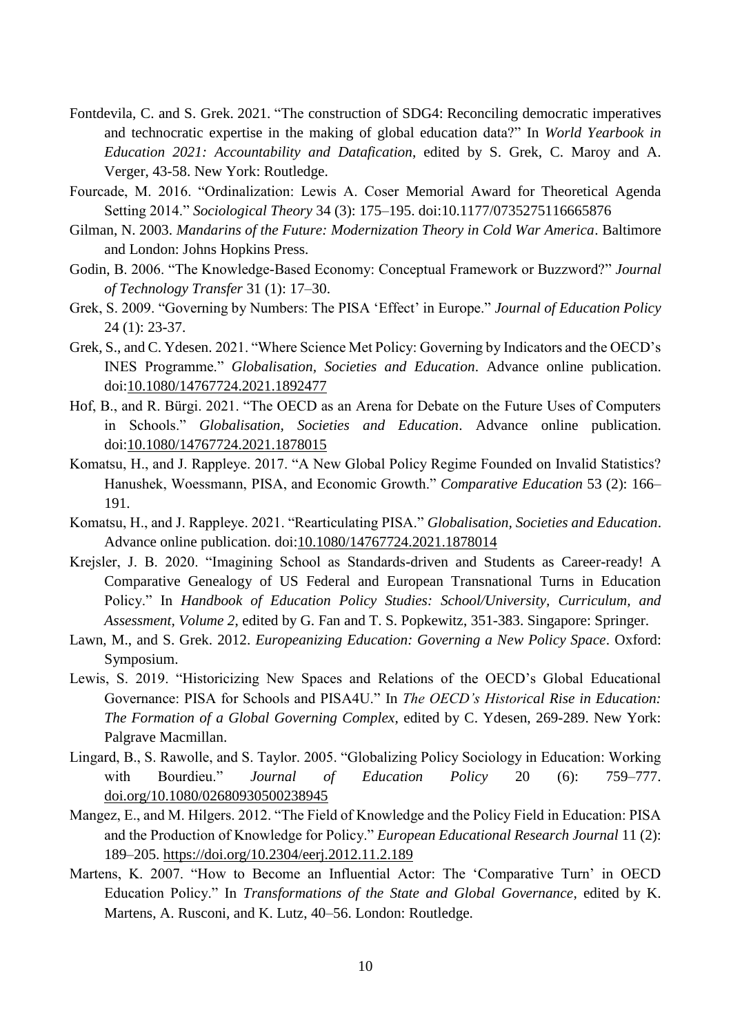Fontdevila, C. and S. Grek. 2021. “The construction of SDG4: Reconciling democratic imperatives and technocratic expertise in the making of global education data?” In *World Yearbook in Education 2021: Accountability and Datafication*, edited by S. Grek, C. Maroy and A. Verger, 43-58. New York: Routledge.

Fourcade, M. 2016. “Ordinalization: Lewis A. Coser Memorial Award for Theoretical Agenda Setting 2014.” *Sociological Theory* 34 (3): 175–195. doi:10.1177/0735275116665876

Gilman, N. 2003. *Mandarins of the Future: Modernization Theory in Cold War America*. Baltimore and London: Johns Hopkins Press.

Godin, B. 2006. “The Knowledge-Based Economy: Conceptual Framework or Buzzword?” *Journal of Technology Transfer* 31 (1): 17–30.

Grek, S. 2009. “Governing by Numbers: The PISA ‘Effect’ in Europe.” *Journal of Education Policy* 24 (1): 23-37.

Grek, S., and C. Ydesen. 2021. “Where Science Met Policy: Governing by Indicators and the OECD’s INES Programme.” *Globalisation, Societies and Education*. Advance online publication. doi:10.1080/14767724.2021.1892477

Hof, B., and R. Bürgi. 2021. “The OECD as an Arena for Debate on the Future Uses of Computers in Schools.” *Globalisation, Societies and Education*. Advance online publication. doi:10.1080/14767724.2021.1878015

Komatsu, H., and J. Rappleye. 2017. “A New Global Policy Regime Founded on Invalid Statistics? Hanushek, Woessmann, PISA, and Economic Growth.” *Comparative Education* 53 (2): 166–191.

Komatsu, H., and J. Rappleye. 2021. “Rearticulating PISA.” *Globalisation, Societies and Education*. Advance online publication. doi:10.1080/14767724.2021.1878014

Krejsler, J. B. 2020. “Imagining School as Standards-driven and Students as Career-ready! A Comparative Genealogy of US Federal and European Transnational Turns in Education Policy.” In *Handbook of Education Policy Studies: School/University, Curriculum, and Assessment, Volume 2*, edited by G. Fan and T. S. Popkewitz, 351-383. Singapore: Springer.

Lawn, M., and S. Grek. 2012. *Europeanizing Education: Governing a New Policy Space*. Oxford: Symposium.

Lewis, S. 2019. “Historicizing New Spaces and Relations of the OECD’s Global Educational Governance: PISA for Schools and PISA4U.” In *The OECD’s Historical Rise in Education: The Formation of a Global Governing Complex*, edited by C. Ydesen, 269-289. New York: Palgrave Macmillan.

Lingard, B., S. Rawolle, and S. Taylor. 2005. “Globalizing Policy Sociology in Education: Working with Bourdieu.” *Journal of Education Policy* 20 (6): 759–777. doi.org/10.1080/02680930500238945

Mangez, E., and M. Hilgers. 2012. “The Field of Knowledge and the Policy Field in Education: PISA and the Production of Knowledge for Policy.” *European Educational Research Journal* 11 (2): 189–205. https://doi.org/10.2304/eerj.2012.11.2.189

Martens, K. 2007. “How to Become an Influential Actor: The ‘Comparative Turn’ in OECD Education Policy.” In *Transformations of the State and Global Governance*, edited by K. Martens, A. Rusconi, and K. Lutz, 40–56. London: Routledge.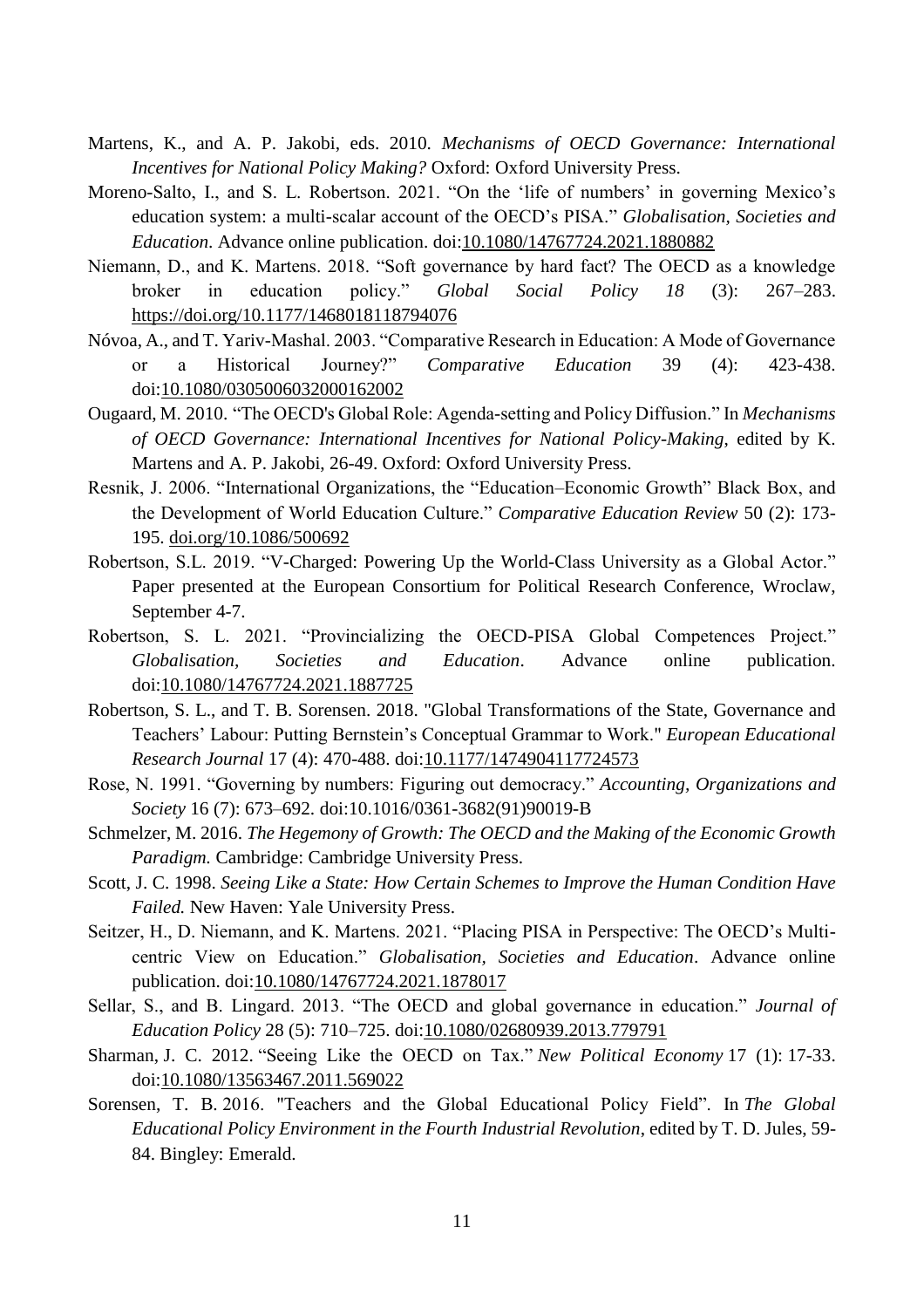Martens, K., and A. P. Jakobi, eds. 2010. *Mechanisms of OECD Governance: International Incentives for National Policy Making?* Oxford: Oxford University Press.

Moreno-Salto, I., and S. L. Robertson. 2021. "On the 'life of numbers' in governing Mexico's education system: a multi-scalar account of the OECD's PISA." *Globalisation, Societies and Education*. Advance online publication. doi:10.1080/14767724.2021.1880882

Niemann, D., and K. Martens. 2018. "Soft governance by hard fact? The OECD as a knowledge broker in education policy." *Global Social Policy 18* (3): 267–283. https://doi.org/10.1177/1468018118794076

Nóvoa, A., and T. Yariv-Mashal. 2003. "Comparative Research in Education: A Mode of Governance or a Historical Journey?" *Comparative Education* 39 (4): 423-438. doi:10.1080/0305006032000162002

Ougaard, M. 2010. "The OECD's Global Role: Agenda-setting and Policy Diffusion." In *Mechanisms of OECD Governance: International Incentives for National Policy-Making*, edited by K. Martens and A. P. Jakobi, 26-49. Oxford: Oxford University Press.

Resnik, J. 2006. "International Organizations, the "Education–Economic Growth" Black Box, and the Development of World Education Culture." *Comparative Education Review* 50 (2): 173-195. doi.org/10.1086/500692

Robertson, S.L. 2019. "V-Charged: Powering Up the World-Class University as a Global Actor." Paper presented at the European Consortium for Political Research Conference, Wroclaw, September 4-7.

Robertson, S. L. 2021. "Provincializing the OECD-PISA Global Competences Project." *Globalisation, Societies and Education*. Advance online publication. doi:10.1080/14767724.2021.1887725

Robertson, S. L., and T. B. Sorensen. 2018. "Global Transformations of the State, Governance and Teachers' Labour: Putting Bernstein's Conceptual Grammar to Work." *European Educational Research Journal* 17 (4): 470-488. doi:10.1177/1474904117724573

Rose, N. 1991. "Governing by numbers: Figuring out democracy." *Accounting, Organizations and Society* 16 (7): 673–692. doi:10.1016/0361-3682(91)90019-B

Schmelzer, M. 2016. *The Hegemony of Growth: The OECD and the Making of the Economic Growth Paradigm.* Cambridge: Cambridge University Press.

Scott, J. C. 1998. *Seeing Like a State: How Certain Schemes to Improve the Human Condition Have Failed.* New Haven: Yale University Press.

Seitzer, H., D. Niemann, and K. Martens. 2021. "Placing PISA in Perspective: The OECD's Multi-centric View on Education." *Globalisation, Societies and Education*. Advance online publication. doi:10.1080/14767724.2021.1878017

Sellar, S., and B. Lingard. 2013. "The OECD and global governance in education." *Journal of Education Policy* 28 (5): 710–725. doi:10.1080/02680939.2013.779791

Sharman, J. C. 2012. "Seeing Like the OECD on Tax." *New Political Economy* 17 (1): 17-33. doi:10.1080/13563467.2011.569022

Sorensen, T. B. 2016. "Teachers and the Global Educational Policy Field". In *The Global Educational Policy Environment in the Fourth Industrial Revolution*, edited by T. D. Jules, 59-84. Bingley: Emerald.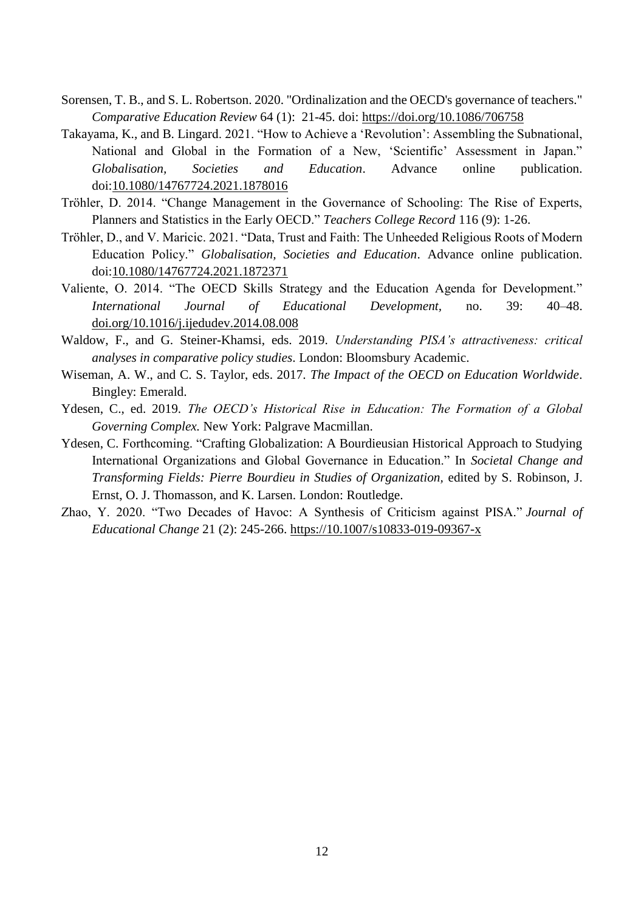Sorensen, T. B., and S. L. Robertson. 2020. "Ordinalization and the OECD's governance of teachers." *Comparative Education Review* 64 (1): 21-45. doi: https://doi.org/10.1086/706758

Takayama, K., and B. Lingard. 2021. "How to Achieve a 'Revolution': Assembling the Subnational, National and Global in the Formation of a New, 'Scientific' Assessment in Japan." *Globalisation, Societies and Education*. Advance online publication. doi:10.1080/14767724.2021.1878016

Tröhler, D. 2014. "Change Management in the Governance of Schooling: The Rise of Experts, Planners and Statistics in the Early OECD." *Teachers College Record* 116 (9): 1-26.

Tröhler, D., and V. Maricic. 2021. "Data, Trust and Faith: The Unheeded Religious Roots of Modern Education Policy." *Globalisation, Societies and Education*. Advance online publication. doi:10.1080/14767724.2021.1872371

Valiente, O. 2014. "The OECD Skills Strategy and the Education Agenda for Development." *International Journal of Educational Development*, no. 39: 40–48. doi.org/10.1016/j.ijedudev.2014.08.008

Waldow, F., and G. Steiner-Khamsi, eds. 2019. *Understanding PISA's attractiveness: critical analyses in comparative policy studies*. London: Bloomsbury Academic.

Wiseman, A. W., and C. S. Taylor, eds. 2017. *The Impact of the OECD on Education Worldwide*. Bingley: Emerald.

Ydesen, C., ed. 2019. *The OECD's Historical Rise in Education: The Formation of a Global Governing Complex.* New York: Palgrave Macmillan.

Ydesen, C. Forthcoming. "Crafting Globalization: A Bourdieusian Historical Approach to Studying International Organizations and Global Governance in Education." In *Societal Change and Transforming Fields: Pierre Bourdieu in Studies of Organization*, edited by S. Robinson, J. Ernst, O. J. Thomasson, and K. Larsen. London: Routledge.

Zhao, Y. 2020. "Two Decades of Havoc: A Synthesis of Criticism against PISA." *Journal of Educational Change* 21 (2): 245-266. https://10.1007/s10833-019-09367-x